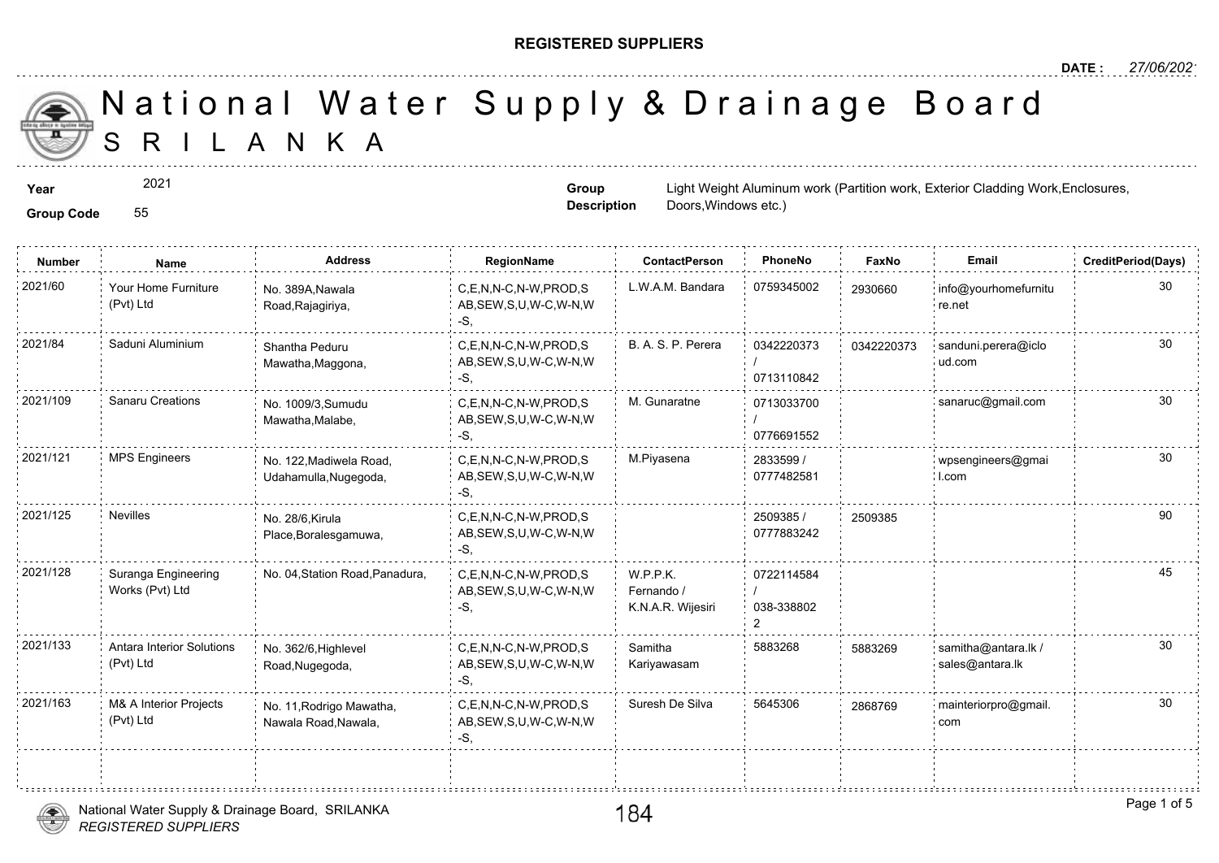**REGISTERED SUPPLIERS**

**DATE :** 27/06/2021

# National Water Supply & Drainage Board
## SRILANKA

**Year** 2021

**Group Code** 55

**Group Description** Light Weight Aluminum work (Partition work, Exterior Cladding Work,Enclosures, Doors,Windows etc.)

| Number | Name | Address | RegionName | ContactPerson | PhoneNo | FaxNo | Email | CreditPeriod(Days) |
|---|---|---|---|---|---|---|---|---|
| 2021/60 | Your Home Furniture (Pvt) Ltd | No. 389A,Nawala Road,Rajagiriya, | C,E,N,N-C,N-W,PROD,SAB,SEW,S,U,W-C,W-N,W-S, | L.W.A.M. Bandara | 0759345002 | 2930660 | info@yourhomefurniture.net | 30 |
| 2021/84 | Saduni Aluminium | Shantha Peduru Mawatha,Maggona, | C,E,N,N-C,N-W,PROD,SAB,SEW,S,U,W-C,W-N,W-S, | B. A. S. P. Perera | 0342220373 / 0713110842 | 0342220373 | sanduni.perera@icloud.com | 30 |
| 2021/109 | Sanaru Creations | No. 1009/3,Sumudu Mawatha,Malabe, | C,E,N,N-C,N-W,PROD,SAB,SEW,S,U,W-C,W-N,W-S, | M. Gunaratne | 0713033700 / 0776691552 | | sanaruc@gmail.com | 30 |
| 2021/121 | MPS Engineers | No. 122,Madiwela Road, Udahamulla,Nugegoda, | C,E,N,N-C,N-W,PROD,SAB,SEW,S,U,W-C,W-N,W-S, | M.Piyasena | 2833599 / 0777482581 | | wpsengineers@gmail.com | 30 |
| 2021/125 | Nevilles | No. 28/6,Kirula Place,Boralesgamuwa, | C,E,N,N-C,N-W,PROD,SAB,SEW,S,U,W-C,W-N,W-S, | | 2509385 / 0777883242 | 2509385 | | 90 |
| 2021/128 | Suranga Engineering Works (Pvt) Ltd | No. 04,Station Road,Panadura, | C,E,N,N-C,N-W,PROD,SAB,SEW,S,U,W-C,W-N,W-S, | W.P.P.K. Fernando / K.N.A.R. Wijesiri | 0722114584 / 038-3388022 | | | 45 |
| 2021/133 | Antara Interior Solutions (Pvt) Ltd | No. 362/6,Highlevel Road,Nugegoda, | C,E,N,N-C,N-W,PROD,SAB,SEW,S,U,W-C,W-N,W-S, | Samitha Kariyawasam | 5883268 | 5883269 | samitha@antara.lk / sales@antara.lk | 30 |
| 2021/163 | M& A Interior Projects (Pvt) Ltd | No. 11,Rodrigo Mawatha, Nawala Road,Nawala, | C,E,N,N-C,N-W,PROD,SAB,SEW,S,U,W-C,W-N,W-S, | Suresh De Silva | 5645306 | 2868769 | mainteriorpro@gmail.com | 30 |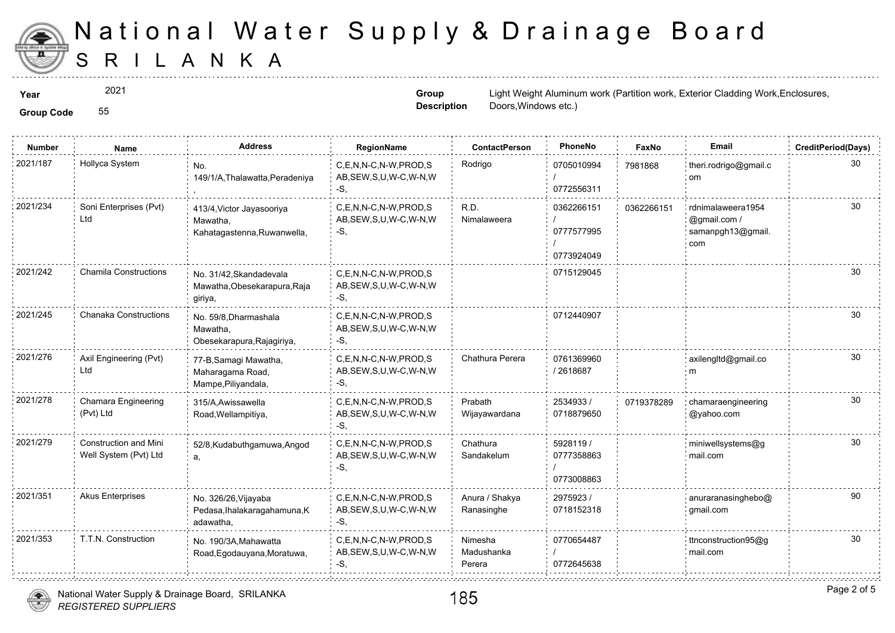# National Water Supply & Drainage Board
## SRILANKA

**Year** 2021

**Group Code** 55

**Group Description** Light Weight Aluminum work (Partition work, Exterior Cladding Work,Enclosures, Doors,Windows etc.)

| Number | Name | Address | RegionName | ContactPerson | PhoneNo | FaxNo | Email | CreditPeriod(Days) |
|---|---|---|---|---|---|---|---|---|
| 2021/187 | Hollyca System | No. 149/1/A,Thalawatta,Peradeniya , | C,E,N,N-C,N-W,PROD,SAB,SEW,S,U,W-C,W-N,W-S, | Rodrigo | 0705010994 / 0772556311 | 7981868 | theri.rodrigo@gmail.com | 30 |
| 2021/234 | Soni Enterprises (Pvt) Ltd | 413/4,Victor Jayasooriya Mawatha, Kahatagastenna,Ruwanwella, | C,E,N,N-C,N-W,PROD,SAB,SEW,S,U,W-C,W-N,W-S, | R.D. Nimalaweera | 0362266151 / 0777577995 / 0773924049 | 0362266151 | rdnimalaweera1954@gmail.com / samanpgh13@gmail.com | 30 |
| 2021/242 | Chamila Constructions | No. 31/42,Skandadevala Mawatha,Obesekarapura,Rajagiriya, | C,E,N,N-C,N-W,PROD,SAB,SEW,S,U,W-C,W-N,W-S, | | 0715129045 | | | 30 |
| 2021/245 | Chanaka Constructions | No. 59/8,Dharmashala Mawatha, Obesekarapura,Rajagiriya, | C,E,N,N-C,N-W,PROD,SAB,SEW,S,U,W-C,W-N,W-S, | | 0712440907 | | | 30 |
| 2021/276 | Axil Engineering (Pvt) Ltd | 77-B,Samagi Mawatha, Maharagama Road, Mampe,Piliyandala, | C,E,N,N-C,N-W,PROD,SAB,SEW,S,U,W-C,W-N,W-S, | Chathura Perera | 0761369960 / 2618687 | | axilengltd@gmail.com | 30 |
| 2021/278 | Chamara Engineering (Pvt) Ltd | 315/A,Awissawella Road,Wellampitiya, | C,E,N,N-C,N-W,PROD,SAB,SEW,S,U,W-C,W-N,W-S, | Prabath Wijayawardana | 2534933 / 0718879650 | 0719378289 | chamaraengineering@yahoo.com | 30 |
| 2021/279 | Construction and Mini Well System (Pvt) Ltd | 52/8,Kudabuthgamuwa,Angoda, | C,E,N,N-C,N-W,PROD,SAB,SEW,S,U,W-C,W-N,W-S, | Chathura Sandakelum | 5928119 / 0777358863 / 0773008863 | | miniwellsystems@gmail.com | 30 |
| 2021/351 | Akus Enterprises | No. 326/26,Vijayaba Pedasa,Ihalakaragahamuna,Kadawatha, | C,E,N,N-C,N-W,PROD,SAB,SEW,S,U,W-C,W-N,W-S, | Anura / Shakya Ranasinghe | 2975923 / 0718152318 | | anuraranasinghebo@gmail.com | 90 |
| 2021/353 | T.T.N. Construction | No. 190/3A,Mahawatta Road,Egodauyana,Moratuwa, | C,E,N,N-C,N-W,PROD,SAB,SEW,S,U,W-C,W-N,W-S, | Nimesha Madushanka Perera | 0770654487 / 0772645638 | | ttnconstruction95@gmail.com | 30 |

National Water Supply & Drainage Board, SRILANKA
*REGISTERED SUPPLIERS*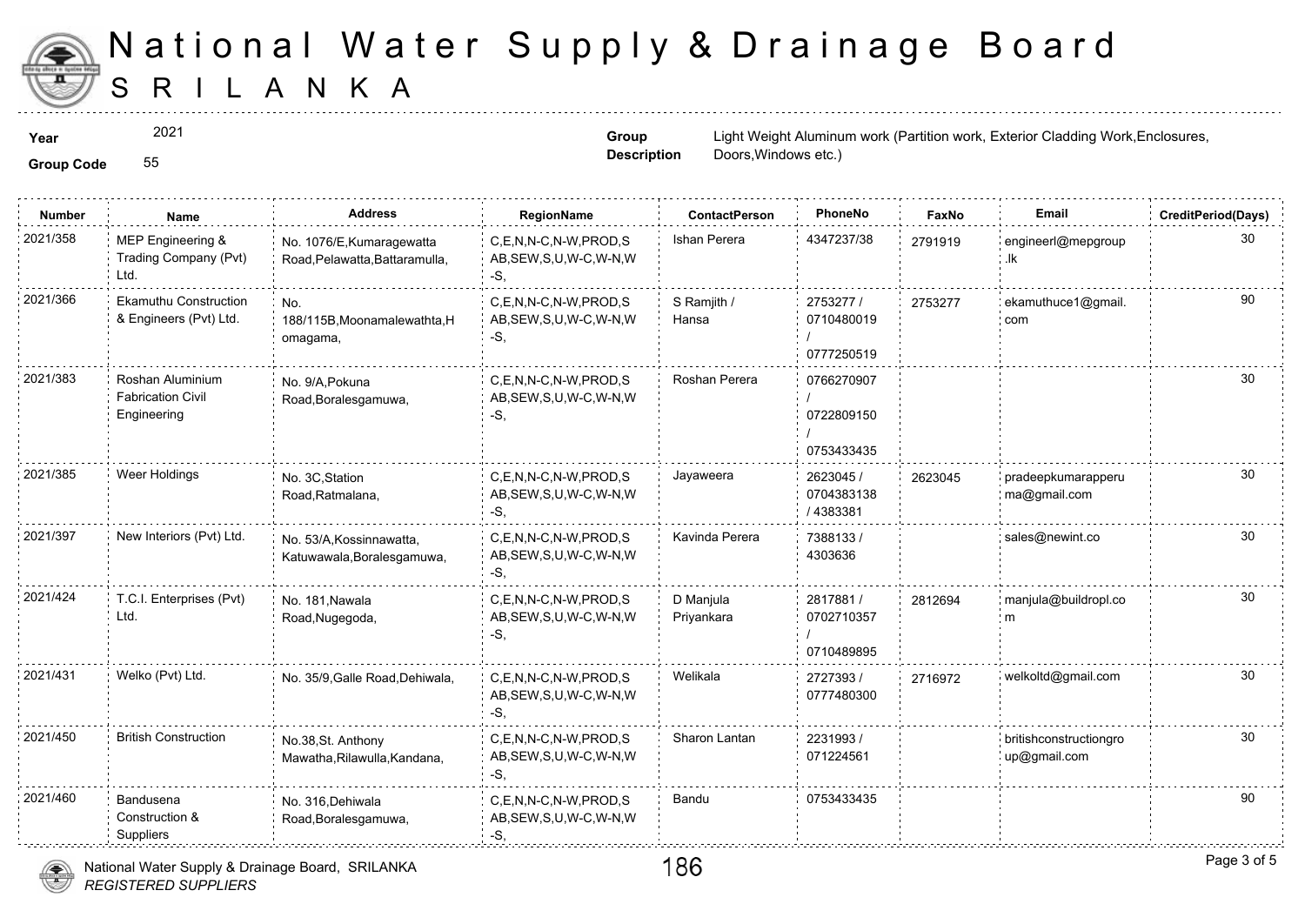# National Water Supply & Drainage Board
# SRILANKA

**Year** 2021

**Group Code** 55

**Group Description** Light Weight Aluminum work (Partition work, Exterior Cladding Work,Enclosures, Doors,Windows etc.)

| Number | Name | Address | RegionName | ContactPerson | PhoneNo | FaxNo | Email | CreditPeriod(Days) |
|---|---|---|---|---|---|---|---|---|
| 2021/358 | MEP Engineering & Trading Company (Pvt) Ltd. | No. 1076/E,Kumaragewatta Road,Pelawatta,Battaramulla, | C,E,N,N-C,N-W,PROD,SAB,SEW,S,U,W-C,W-N,W-S, | Ishan Perera | 4347237/38 | 2791919 | engineerl@mepgroup.lk | 30 |
| 2021/366 | Ekamuthu Construction & Engineers (Pvt) Ltd. | No. 188/115B,Moonamalewathta,Homagama, | C,E,N,N-C,N-W,PROD,SAB,SEW,S,U,W-C,W-N,W-S, | S Ramjith / Hansa | 2753277 / 0710480019 / 0777250519 | 2753277 | ekamuthuce1@gmail.com | 90 |
| 2021/383 | Roshan Aluminium Fabrication Civil Engineering | No. 9/A,Pokuna Road,Boralesgamuwa, | C,E,N,N-C,N-W,PROD,SAB,SEW,S,U,W-C,W-N,W-S, | Roshan Perera | 0766270907 / 0722809150 / 0753433435 | | | 30 |
| 2021/385 | Weer Holdings | No. 3C,Station Road,Ratmalana, | C,E,N,N-C,N-W,PROD,SAB,SEW,S,U,W-C,W-N,W-S, | Jayaweera | 2623045 / 0704383138 / 4383381 | 2623045 | pradeepkumarapperuma@gmail.com | 30 |
| 2021/397 | New Interiors (Pvt) Ltd. | No. 53/A,Kossinnawatta, Katuwawala,Boralesgamuwa, | C,E,N,N-C,N-W,PROD,SAB,SEW,S,U,W-C,W-N,W-S, | Kavinda Perera | 7388133 / 4303636 | | sales@newint.co | 30 |
| 2021/424 | T.C.I. Enterprises (Pvt) Ltd. | No. 181,Nawala Road,Nugegoda, | C,E,N,N-C,N-W,PROD,SAB,SEW,S,U,W-C,W-N,W-S, | D Manjula Priyankara | 2817881 / 0702710357 / 0710489895 | 2812694 | manjula@buildropl.com | 30 |
| 2021/431 | Welko (Pvt) Ltd. | No. 35/9,Galle Road,Dehiwala, | C,E,N,N-C,N-W,PROD,SAB,SEW,S,U,W-C,W-N,W-S, | Welikala | 2727393 / 0777480300 | 2716972 | welkoltd@gmail.com | 30 |
| 2021/450 | British Construction | No.38,St. Anthony Mawatha,Rilawulla,Kandana, | C,E,N,N-C,N-W,PROD,SAB,SEW,S,U,W-C,W-N,W-S, | Sharon Lantan | 2231993 / 071224561 | | britishconstructiongroup@gmail.com | 30 |
| 2021/460 | Bandusena Construction & Suppliers | No. 316,Dehiwala Road,Boralesgamuwa, | C,E,N,N-C,N-W,PROD,SAB,SEW,S,U,W-C,W-N,W-S, | Bandu | 0753433435 | | | 90 |

National Water Supply & Drainage Board, SRILANKA
*REGISTERED SUPPLIERS*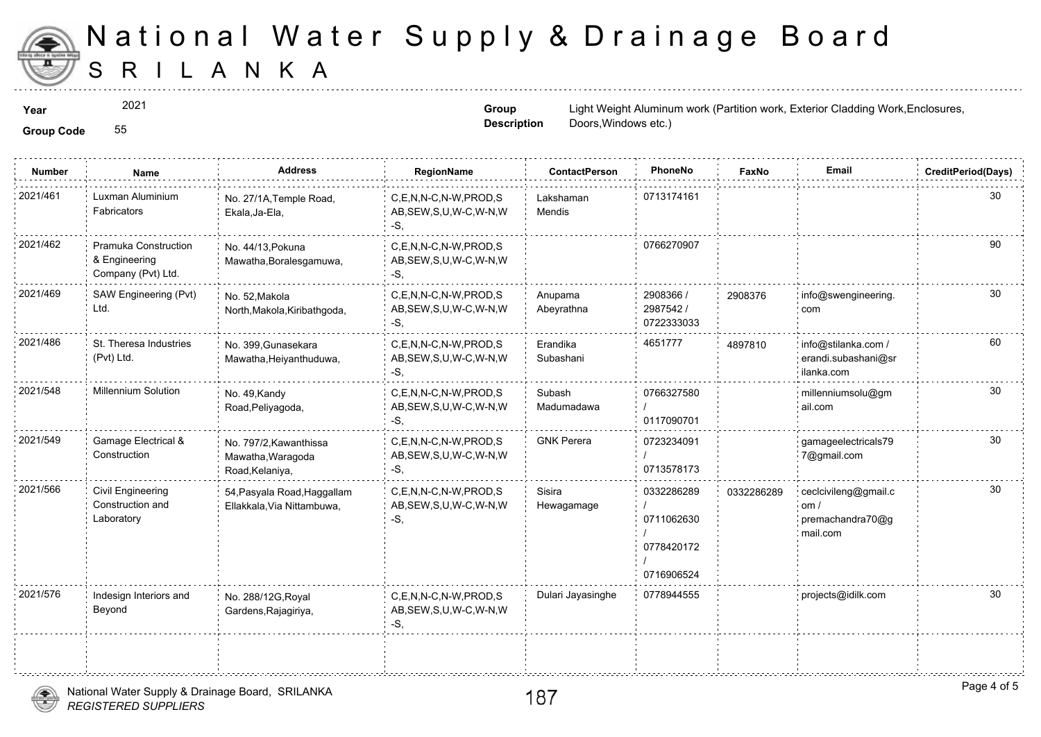# National Water Supply & Drainage Board
# SRILANKA

**Year** 2021

**Group Code** 55

**Group Description** Light Weight Aluminum work (Partition work, Exterior Cladding Work,Enclosures, Doors,Windows etc.)

| Number | Name | Address | RegionName | ContactPerson | PhoneNo | FaxNo | Email | CreditPeriod(Days) |
|---|---|---|---|---|---|---|---|---|
| 2021/461 | Luxman Aluminium Fabricators | No. 27/1A,Temple Road, Ekala,Ja-Ela, | C,E,N,N-C,N-W,PROD,SAB,SEW,S,U,W-C,W-N,W-S, | Lakshaman Mendis | 0713174161 | | | 30 |
| 2021/462 | Pramuka Construction & Engineering Company (Pvt) Ltd. | No. 44/13,Pokuna Mawatha,Boralesgamuwa, | C,E,N,N-C,N-W,PROD,SAB,SEW,S,U,W-C,W-N,W-S, | | 0766270907 | | | 90 |
| 2021/469 | SAW Engineering (Pvt) Ltd. | No. 52,Makola North,Makola,Kiribathgoda, | C,E,N,N-C,N-W,PROD,SAB,SEW,S,U,W-C,W-N,W-S, | Anupama Abeyrathna | 2908366 / 2987542 / 0722333033 | 2908376 | info@swengineering.com | 30 |
| 2021/486 | St. Theresa Industries (Pvt) Ltd. | No. 399,Gunasekara Mawatha,Heiyanthuduwa, | C,E,N,N-C,N-W,PROD,SAB,SEW,S,U,W-C,W-N,W-S, | Erandika Subashani | 4651777 | 4897810 | info@stilanka.com / erandi.subashani@srilanka.com | 60 |
| 2021/548 | Millennium Solution | No. 49,Kandy Road,Peliyagoda, | C,E,N,N-C,N-W,PROD,SAB,SEW,S,U,W-C,W-N,W-S, | Subash Madumadawa | 0766327580 / 0117090701 | | millenniumsolu@gmail.com | 30 |
| 2021/549 | Gamage Electrical & Construction | No. 797/2,Kawanthissa Mawatha,Waragoda Road,Kelaniya, | C,E,N,N-C,N-W,PROD,SAB,SEW,S,U,W-C,W-N,W-S, | GNK Perera | 0723234091 / 0713578173 | | gamageelectricals797@gmail.com | 30 |
| 2021/566 | Civil Engineering Construction and Laboratory | 54,Pasyala Road,Haggallam Ellakkala,Via Nittambuwa, | C,E,N,N-C,N-W,PROD,SAB,SEW,S,U,W-C,W-N,W-S, | Sisira Hewagamage | 0332286289 / 0711062630 / 0778420172 / 0716906524 | 0332286289 | ceclcivileng@gmail.com / premachandra70@gmail.com | 30 |
| 2021/576 | Indesign Interiors and Beyond | No. 288/12G,Royal Gardens,Rajagiriya, | C,E,N,N-C,N-W,PROD,SAB,SEW,S,U,W-C,W-N,W-S, | Dulari Jayasinghe | 0778944555 | | projects@idilk.com | 30 |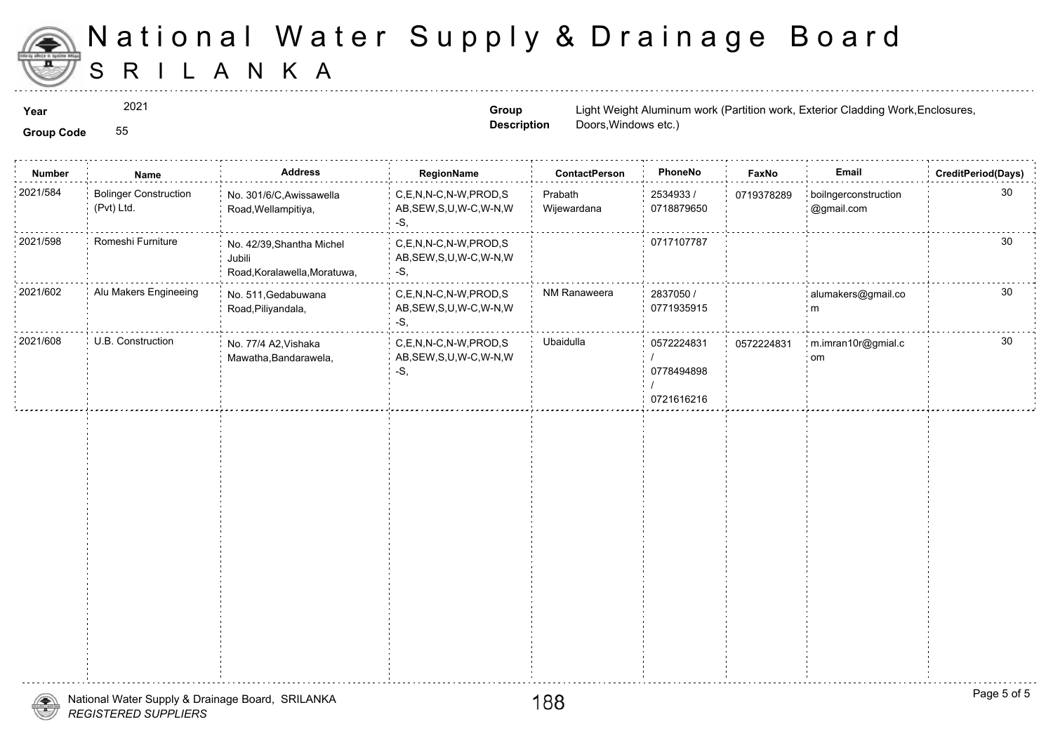# National Water Supply & Drainage Board
## SRILANKA

**Year** 2021

**Group Code** 55

**Group Description** Light Weight Aluminum work (Partition work, Exterior Cladding Work,Enclosures, Doors,Windows etc.)

| Number | Name | Address | RegionName | ContactPerson | PhoneNo | FaxNo | Email | CreditPeriod(Days) |
|---|---|---|---|---|---|---|---|---|
| 2021/584 | Bolinger Construction (Pvt) Ltd. | No. 301/6/C,Awissawella Road,Wellampitiya, | C,E,N,N-C,N-W,PROD,SAB,SEW,S,U,W-C,W-N,W-S, | Prabath Wijewardana | 2534933 / 0718879650 | 0719378289 | boilngerconstruction@gmail.com | 30 |
| 2021/598 | Romeshi Furniture | No. 42/39,Shantha Michel Jubili Road,Koralawella,Moratuwa, | C,E,N,N-C,N-W,PROD,SAB,SEW,S,U,W-C,W-N,W-S, | | 0717107787 | | | 30 |
| 2021/602 | Alu Makers Engineeing | No. 511,Gedabuwana Road,Piliyandala, | C,E,N,N-C,N-W,PROD,SAB,SEW,S,U,W-C,W-N,W-S, | NM Ranaweera | 2837050 / 0771935915 | | alumakers@gmail.com | 30 |
| 2021/608 | U.B. Construction | No. 77/4 A2,Vishaka Mawatha,Bandarawela, | C,E,N,N-C,N-W,PROD,SAB,SEW,S,U,W-C,W-N,W-S, | Ubaidulla | 0572224831 / 0778494898 / 0721616216 | 0572224831 | m.imran10r@gmial.com | 30 |

National Water Supply & Drainage Board, SRILANKA
*REGISTERED SUPPLIERS*

188